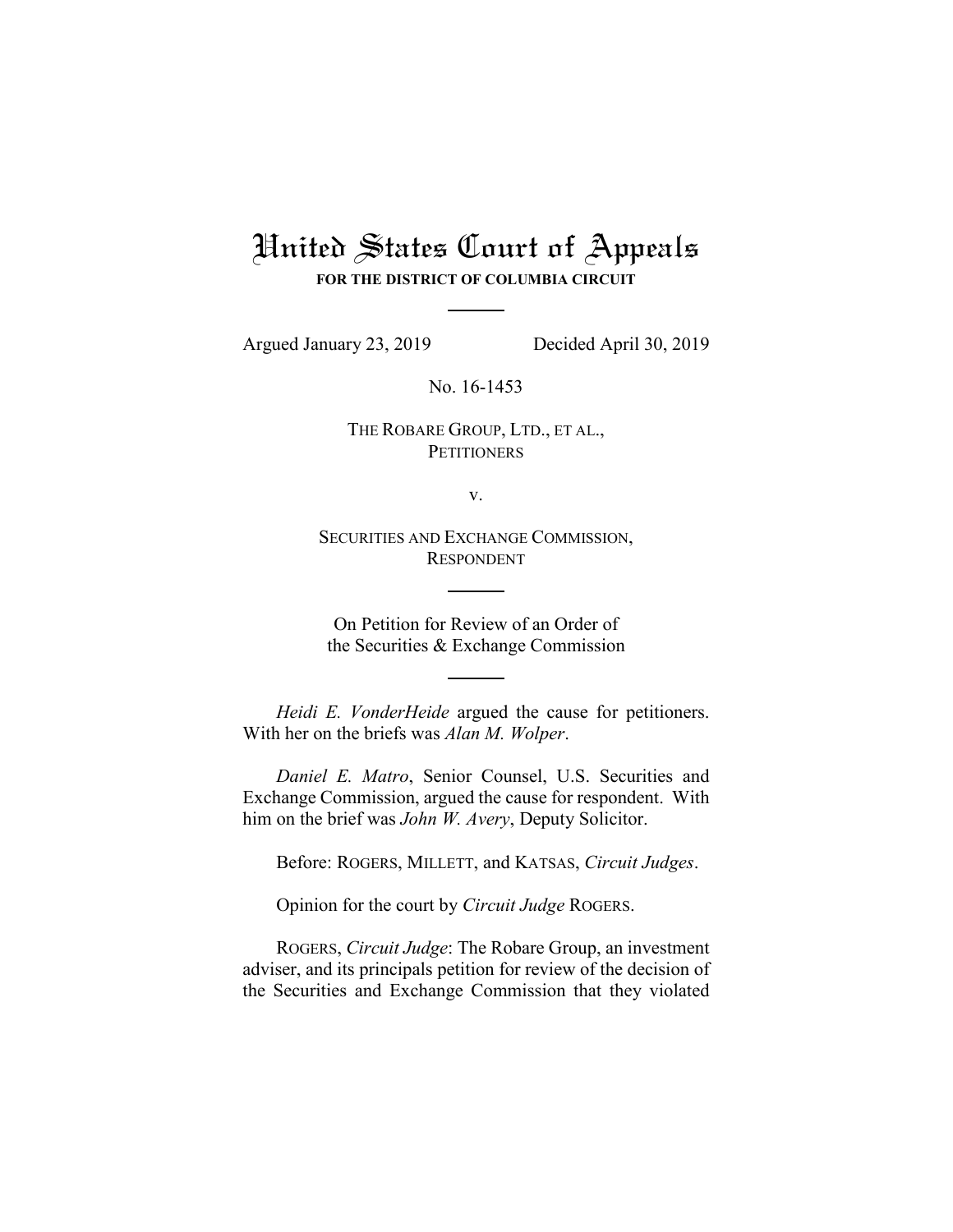# United States Court of Appeals

**FOR THE DISTRICT OF COLUMBIA CIRCUIT**

Argued January 23, 2019 Decided April 30, 2019

No. 16-1453

THE ROBARE GROUP, LTD., ET AL.,
PETITIONERS

v.

SECURITIES AND EXCHANGE COMMISSION,
RESPONDENT

On Petition for Review of an Order of
the Securities & Exchange Commission

*Heidi E. VonderHeide* argued the cause for petitioners. With her on the briefs was *Alan M. Wolper*.

*Daniel E. Matro*, Senior Counsel, U.S. Securities and Exchange Commission, argued the cause for respondent. With him on the brief was *John W. Avery*, Deputy Solicitor.

Before: ROGERS, MILLETT, and KATSAS, *Circuit Judges*.

Opinion for the court by *Circuit Judge* ROGERS.

ROGERS, *Circuit Judge*: The Robare Group, an investment adviser, and its principals petition for review of the decision of the Securities and Exchange Commission that they violated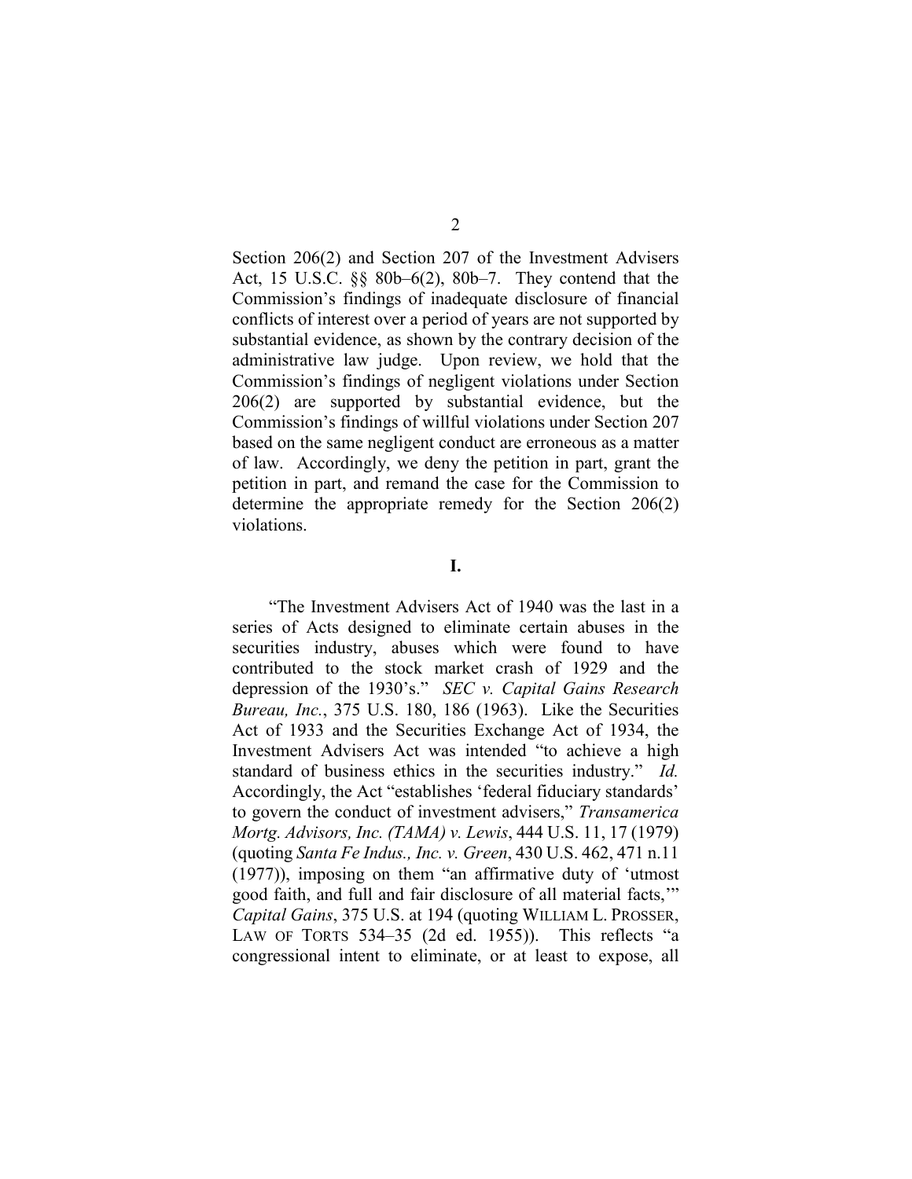Section 206(2) and Section 207 of the Investment Advisers Act, 15 U.S.C. §§ 80b–6(2), 80b–7. They contend that the Commission's findings of inadequate disclosure of financial conflicts of interest over a period of years are not supported by substantial evidence, as shown by the contrary decision of the administrative law judge. Upon review, we hold that the Commission's findings of negligent violations under Section 206(2) are supported by substantial evidence, but the Commission's findings of willful violations under Section 207 based on the same negligent conduct are erroneous as a matter of law. Accordingly, we deny the petition in part, grant the petition in part, and remand the case for the Commission to determine the appropriate remedy for the Section 206(2) violations.

## I.

"The Investment Advisers Act of 1940 was the last in a series of Acts designed to eliminate certain abuses in the securities industry, abuses which were found to have contributed to the stock market crash of 1929 and the depression of the 1930's." *SEC v. Capital Gains Research Bureau, Inc.*, 375 U.S. 180, 186 (1963). Like the Securities Act of 1933 and the Securities Exchange Act of 1934, the Investment Advisers Act was intended "to achieve a high standard of business ethics in the securities industry." *Id.* Accordingly, the Act "establishes 'federal fiduciary standards' to govern the conduct of investment advisers," *Transamerica Mortg. Advisors, Inc. (TAMA) v. Lewis*, 444 U.S. 11, 17 (1979) (quoting *Santa Fe Indus., Inc. v. Green*, 430 U.S. 462, 471 n.11 (1977)), imposing on them "an affirmative duty of 'utmost good faith, and full and fair disclosure of all material facts,'" *Capital Gains*, 375 U.S. at 194 (quoting WILLIAM L. PROSSER, LAW OF TORTS 534–35 (2d ed. 1955)). This reflects "a congressional intent to eliminate, or at least to expose, all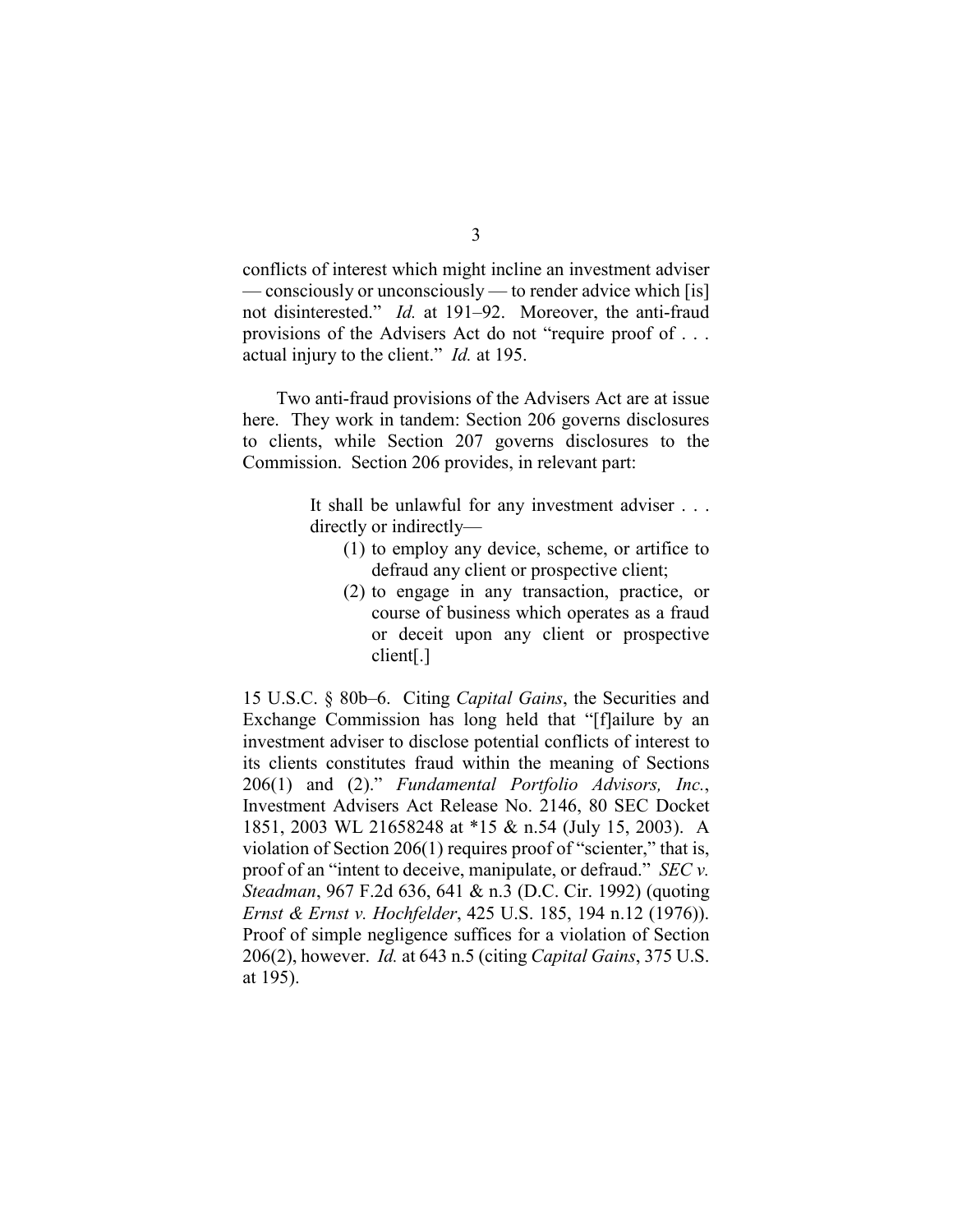conflicts of interest which might incline an investment adviser — consciously or unconsciously — to render advice which [is] not disinterested." *Id.* at 191–92. Moreover, the anti-fraud provisions of the Advisers Act do not "require proof of . . . actual injury to the client." *Id.* at 195.

Two anti-fraud provisions of the Advisers Act are at issue here. They work in tandem: Section 206 governs disclosures to clients, while Section 207 governs disclosures to the Commission. Section 206 provides, in relevant part:

> It shall be unlawful for any investment adviser . . . directly or indirectly—
> 
> (1) to employ any device, scheme, or artifice to defraud any client or prospective client;
> 
> (2) to engage in any transaction, practice, or course of business which operates as a fraud or deceit upon any client or prospective client[.]

15 U.S.C. § 80b–6. Citing *Capital Gains*, the Securities and Exchange Commission has long held that "[f]ailure by an investment adviser to disclose potential conflicts of interest to its clients constitutes fraud within the meaning of Sections 206(1) and (2)." *Fundamental Portfolio Advisors, Inc.*, Investment Advisers Act Release No. 2146, 80 SEC Docket 1851, 2003 WL 21658248 at *15 & n.54 (July 15, 2003). A violation of Section 206(1) requires proof of "scienter," that is, proof of an "intent to deceive, manipulate, or defraud." *SEC v. Steadman*, 967 F.2d 636, 641 & n.3 (D.C. Cir. 1992) (quoting *Ernst & Ernst v. Hochfelder*, 425 U.S. 185, 194 n.12 (1976)). Proof of simple negligence suffices for a violation of Section 206(2), however. *Id.* at 643 n.5 (citing *Capital Gains*, 375 U.S. at 195).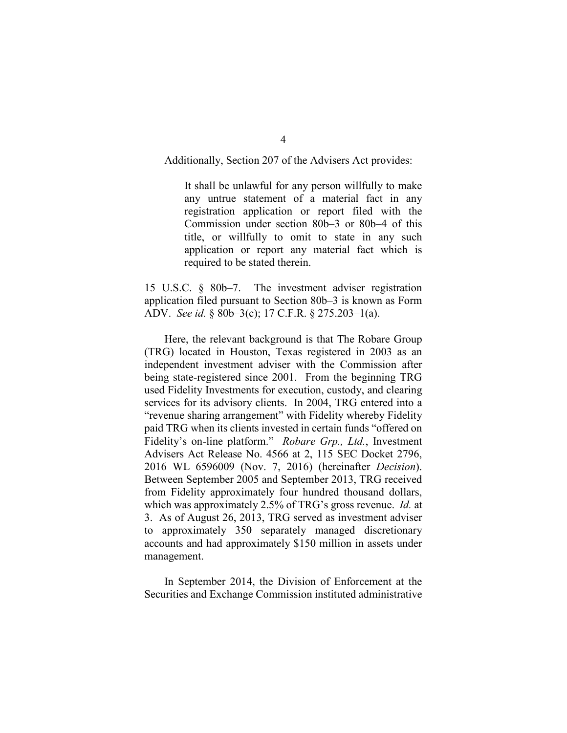Additionally, Section 207 of the Advisers Act provides:

> It shall be unlawful for any person willfully to make any untrue statement of a material fact in any registration application or report filed with the Commission under section 80b–3 or 80b–4 of this title, or willfully to omit to state in any such application or report any material fact which is required to be stated therein.

15 U.S.C. § 80b–7. The investment adviser registration application filed pursuant to Section 80b–3 is known as Form ADV. *See id.* § 80b–3(c); 17 C.F.R. § 275.203–1(a).

Here, the relevant background is that The Robare Group (TRG) located in Houston, Texas registered in 2003 as an independent investment adviser with the Commission after being state-registered since 2001. From the beginning TRG used Fidelity Investments for execution, custody, and clearing services for its advisory clients. In 2004, TRG entered into a "revenue sharing arrangement" with Fidelity whereby Fidelity paid TRG when its clients invested in certain funds "offered on Fidelity's on-line platform." *Robare Grp., Ltd.*, Investment Advisers Act Release No. 4566 at 2, 115 SEC Docket 2796, 2016 WL 6596009 (Nov. 7, 2016) (hereinafter *Decision*). Between September 2005 and September 2013, TRG received from Fidelity approximately four hundred thousand dollars, which was approximately 2.5% of TRG's gross revenue. *Id.* at 3. As of August 26, 2013, TRG served as investment adviser to approximately 350 separately managed discretionary accounts and had approximately $150 million in assets under management.

In September 2014, the Division of Enforcement at the Securities and Exchange Commission instituted administrative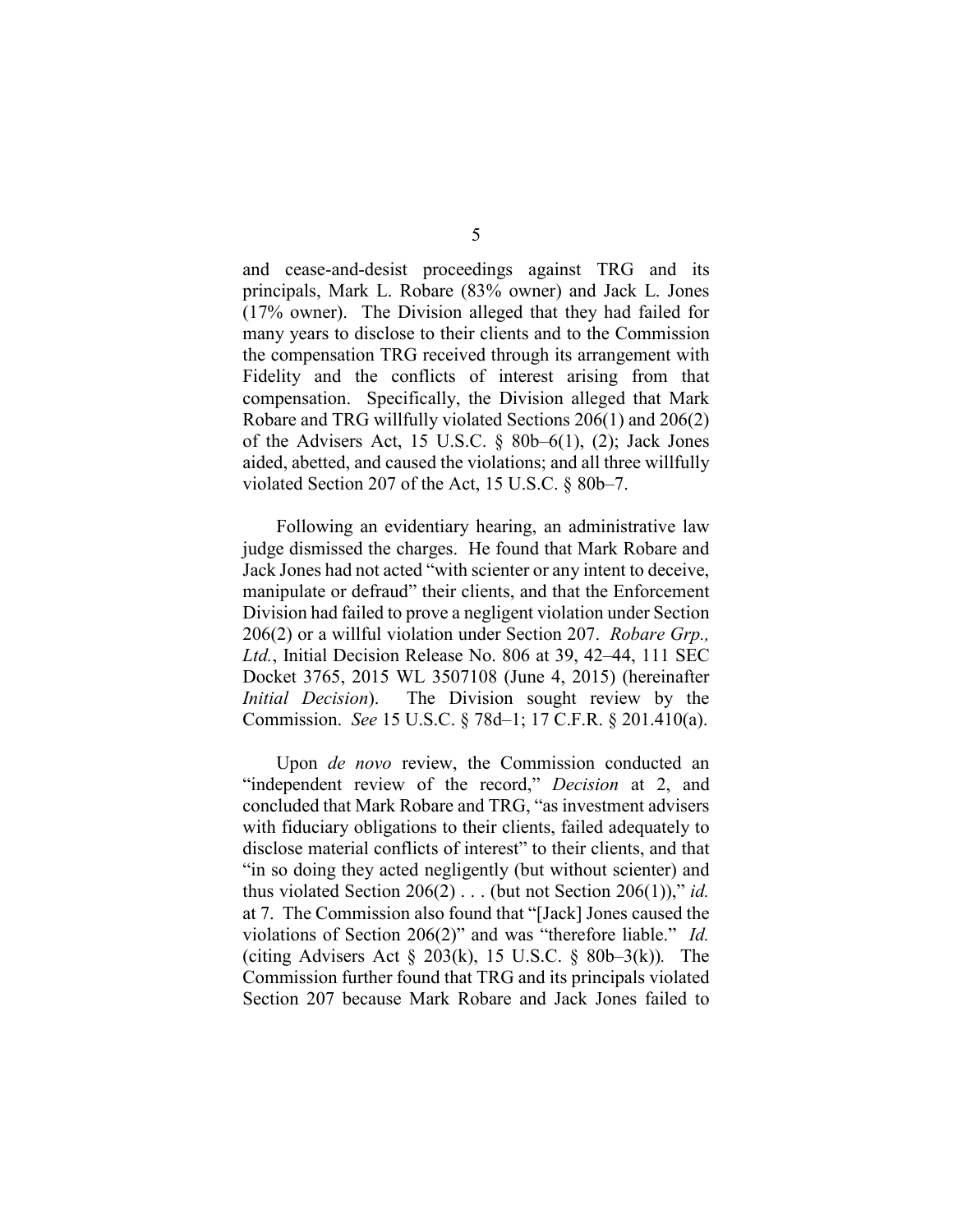and cease-and-desist proceedings against TRG and its principals, Mark L. Robare (83% owner) and Jack L. Jones (17% owner). The Division alleged that they had failed for many years to disclose to their clients and to the Commission the compensation TRG received through its arrangement with Fidelity and the conflicts of interest arising from that compensation. Specifically, the Division alleged that Mark Robare and TRG willfully violated Sections 206(1) and 206(2) of the Advisers Act, 15 U.S.C. § 80b–6(1), (2); Jack Jones aided, abetted, and caused the violations; and all three willfully violated Section 207 of the Act, 15 U.S.C. § 80b–7.

Following an evidentiary hearing, an administrative law judge dismissed the charges. He found that Mark Robare and Jack Jones had not acted "with scienter or any intent to deceive, manipulate or defraud" their clients, and that the Enforcement Division had failed to prove a negligent violation under Section 206(2) or a willful violation under Section 207. *Robare Grp., Ltd.*, Initial Decision Release No. 806 at 39, 42–44, 111 SEC Docket 3765, 2015 WL 3507108 (June 4, 2015) (hereinafter *Initial Decision*). The Division sought review by the Commission. *See* 15 U.S.C. § 78d–1; 17 C.F.R. § 201.410(a).

Upon *de novo* review, the Commission conducted an "independent review of the record," *Decision* at 2, and concluded that Mark Robare and TRG, "as investment advisers with fiduciary obligations to their clients, failed adequately to disclose material conflicts of interest" to their clients, and that "in so doing they acted negligently (but without scienter) and thus violated Section 206(2) . . . (but not Section 206(1))," *id.* at 7. The Commission also found that "[Jack] Jones caused the violations of Section 206(2)" and was "therefore liable." *Id.* (citing Advisers Act § 203(k), 15 U.S.C. § 80b–3(k)). The Commission further found that TRG and its principals violated Section 207 because Mark Robare and Jack Jones failed to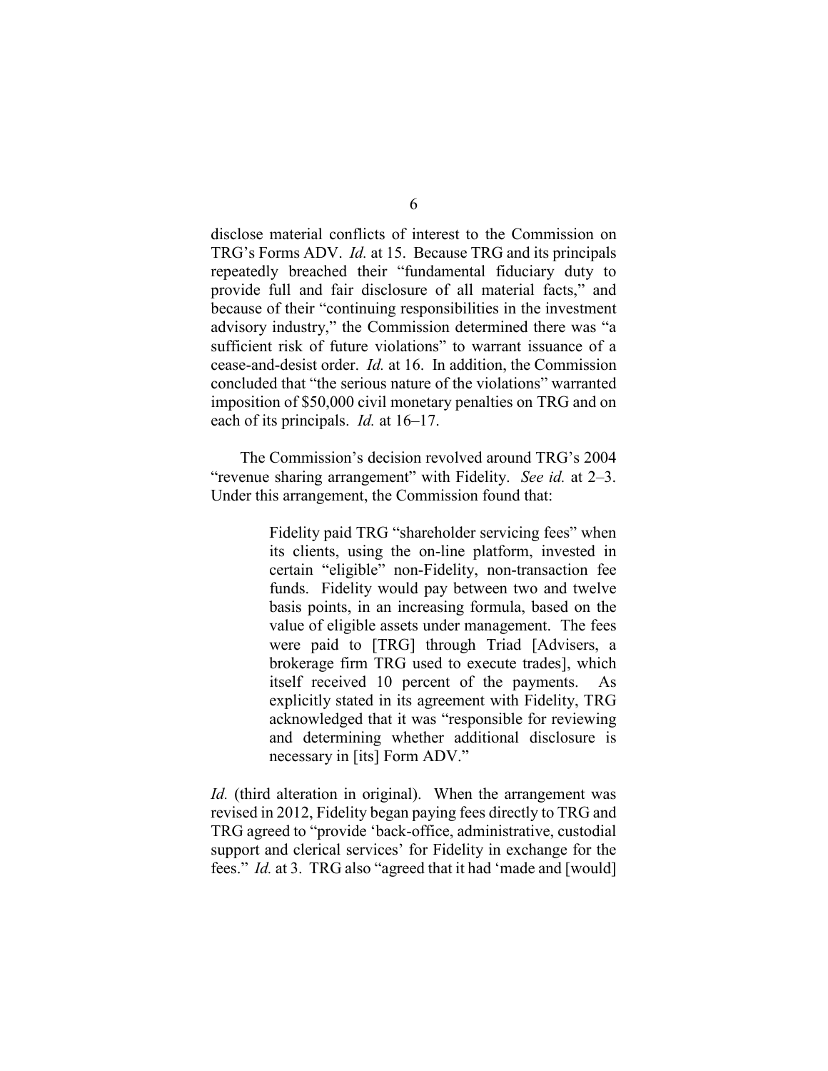disclose material conflicts of interest to the Commission on TRG's Forms ADV. *Id.* at 15. Because TRG and its principals repeatedly breached their "fundamental fiduciary duty to provide full and fair disclosure of all material facts," and because of their "continuing responsibilities in the investment advisory industry," the Commission determined there was "a sufficient risk of future violations" to warrant issuance of a cease-and-desist order. *Id.* at 16. In addition, the Commission concluded that "the serious nature of the violations" warranted imposition of $50,000 civil monetary penalties on TRG and on each of its principals. *Id.* at 16–17.

The Commission's decision revolved around TRG's 2004 "revenue sharing arrangement" with Fidelity. *See id.* at 2–3. Under this arrangement, the Commission found that:

> Fidelity paid TRG "shareholder servicing fees" when its clients, using the on-line platform, invested in certain "eligible" non-Fidelity, non-transaction fee funds. Fidelity would pay between two and twelve basis points, in an increasing formula, based on the value of eligible assets under management. The fees were paid to [TRG] through Triad [Advisers, a brokerage firm TRG used to execute trades], which itself received 10 percent of the payments. As explicitly stated in its agreement with Fidelity, TRG acknowledged that it was "responsible for reviewing and determining whether additional disclosure is necessary in [its] Form ADV."

*Id.* (third alteration in original). When the arrangement was revised in 2012, Fidelity began paying fees directly to TRG and TRG agreed to "provide 'back-office, administrative, custodial support and clerical services' for Fidelity in exchange for the fees." *Id.* at 3. TRG also "agreed that it had 'made and [would]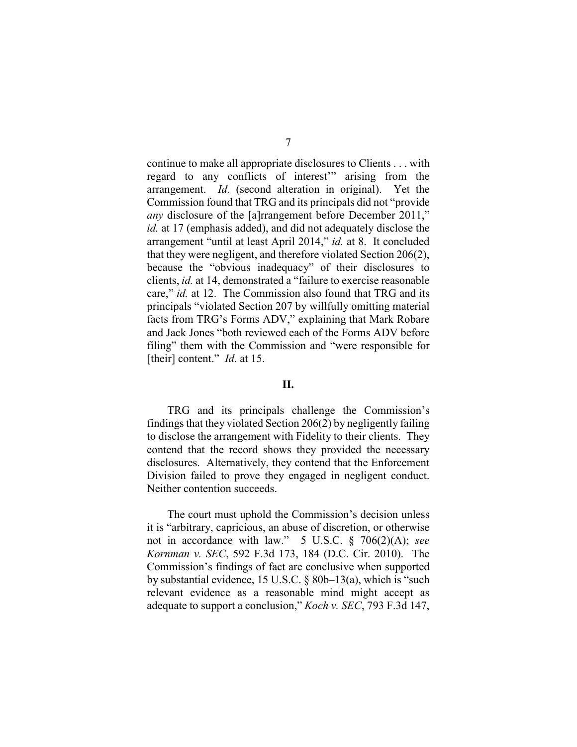continue to make all appropriate disclosures to Clients . . . with regard to any conflicts of interest'" arising from the arrangement. *Id.* (second alteration in original). Yet the Commission found that TRG and its principals did not "provide *any* disclosure of the [a]rrangement before December 2011," *id.* at 17 (emphasis added), and did not adequately disclose the arrangement "until at least April 2014," *id.* at 8. It concluded that they were negligent, and therefore violated Section 206(2), because the "obvious inadequacy" of their disclosures to clients, *id.* at 14, demonstrated a "failure to exercise reasonable care," *id.* at 12. The Commission also found that TRG and its principals "violated Section 207 by willfully omitting material facts from TRG's Forms ADV," explaining that Mark Robare and Jack Jones "both reviewed each of the Forms ADV before filing" them with the Commission and "were responsible for [their] content." *Id*. at 15.

## II.

TRG and its principals challenge the Commission's findings that they violated Section 206(2) by negligently failing to disclose the arrangement with Fidelity to their clients. They contend that the record shows they provided the necessary disclosures. Alternatively, they contend that the Enforcement Division failed to prove they engaged in negligent conduct. Neither contention succeeds.

The court must uphold the Commission's decision unless it is "arbitrary, capricious, an abuse of discretion, or otherwise not in accordance with law." 5 U.S.C. § 706(2)(A); *see Kornman v. SEC*, 592 F.3d 173, 184 (D.C. Cir. 2010). The Commission's findings of fact are conclusive when supported by substantial evidence, 15 U.S.C. § 80b–13(a), which is "such relevant evidence as a reasonable mind might accept as adequate to support a conclusion," *Koch v. SEC*, 793 F.3d 147,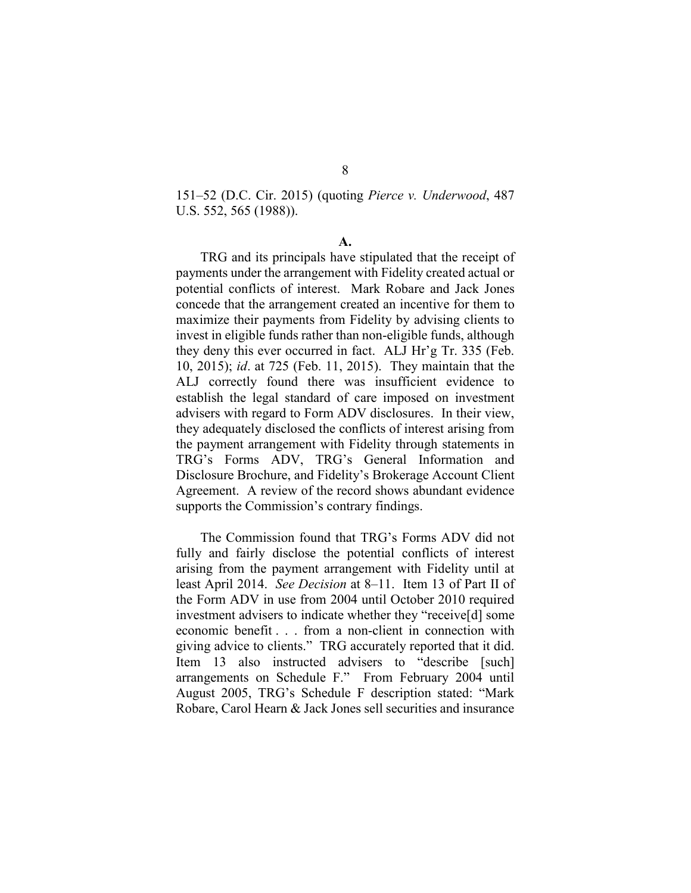151–52 (D.C. Cir. 2015) (quoting *Pierce v. Underwood*, 487 U.S. 552, 565 (1988)).

**A.**

TRG and its principals have stipulated that the receipt of payments under the arrangement with Fidelity created actual or potential conflicts of interest. Mark Robare and Jack Jones concede that the arrangement created an incentive for them to maximize their payments from Fidelity by advising clients to invest in eligible funds rather than non-eligible funds, although they deny this ever occurred in fact. ALJ Hr'g Tr. 335 (Feb. 10, 2015); *id*. at 725 (Feb. 11, 2015). They maintain that the ALJ correctly found there was insufficient evidence to establish the legal standard of care imposed on investment advisers with regard to Form ADV disclosures. In their view, they adequately disclosed the conflicts of interest arising from the payment arrangement with Fidelity through statements in TRG's Forms ADV, TRG's General Information and Disclosure Brochure, and Fidelity's Brokerage Account Client Agreement. A review of the record shows abundant evidence supports the Commission's contrary findings.

The Commission found that TRG's Forms ADV did not fully and fairly disclose the potential conflicts of interest arising from the payment arrangement with Fidelity until at least April 2014. *See Decision* at 8–11. Item 13 of Part II of the Form ADV in use from 2004 until October 2010 required investment advisers to indicate whether they "receive[d] some economic benefit . . . from a non-client in connection with giving advice to clients." TRG accurately reported that it did. Item 13 also instructed advisers to "describe [such] arrangements on Schedule F." From February 2004 until August 2005, TRG's Schedule F description stated: "Mark Robare, Carol Hearn & Jack Jones sell securities and insurance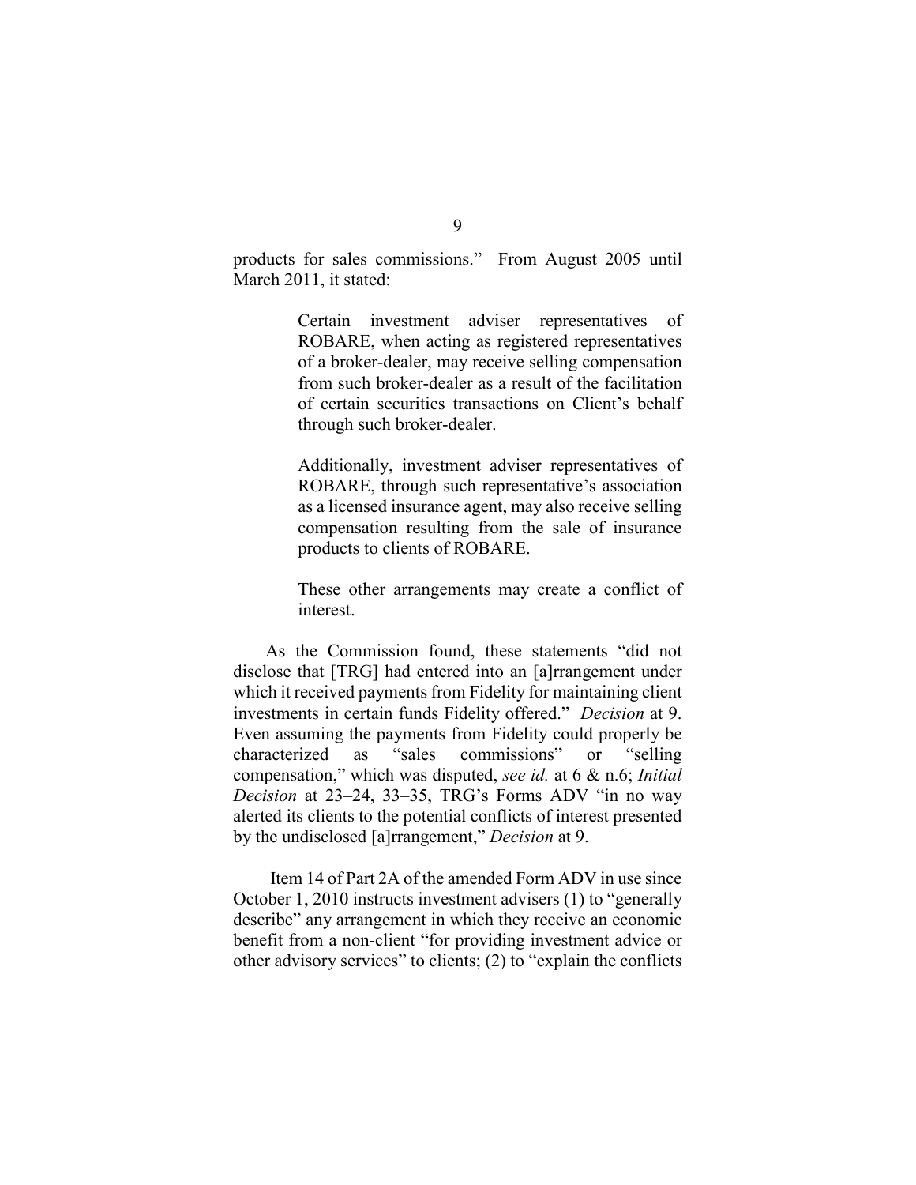products for sales commissions." From August 2005 until March 2011, it stated:

> Certain investment adviser representatives of ROBARE, when acting as registered representatives of a broker-dealer, may receive selling compensation from such broker-dealer as a result of the facilitation of certain securities transactions on Client's behalf through such broker-dealer.
>
> Additionally, investment adviser representatives of ROBARE, through such representative's association as a licensed insurance agent, may also receive selling compensation resulting from the sale of insurance products to clients of ROBARE.
>
> These other arrangements may create a conflict of interest.

As the Commission found, these statements "did not disclose that [TRG] had entered into an [a]rrangement under which it received payments from Fidelity for maintaining client investments in certain funds Fidelity offered." *Decision* at 9. Even assuming the payments from Fidelity could properly be characterized as "sales commissions" or "selling compensation," which was disputed, *see id.* at 6 & n.6; *Initial Decision* at 23–24, 33–35, TRG's Forms ADV "in no way alerted its clients to the potential conflicts of interest presented by the undisclosed [a]rrangement," *Decision* at 9.

Item 14 of Part 2A of the amended Form ADV in use since October 1, 2010 instructs investment advisers (1) to "generally describe" any arrangement in which they receive an economic benefit from a non-client "for providing investment advice or other advisory services" to clients; (2) to "explain the conflicts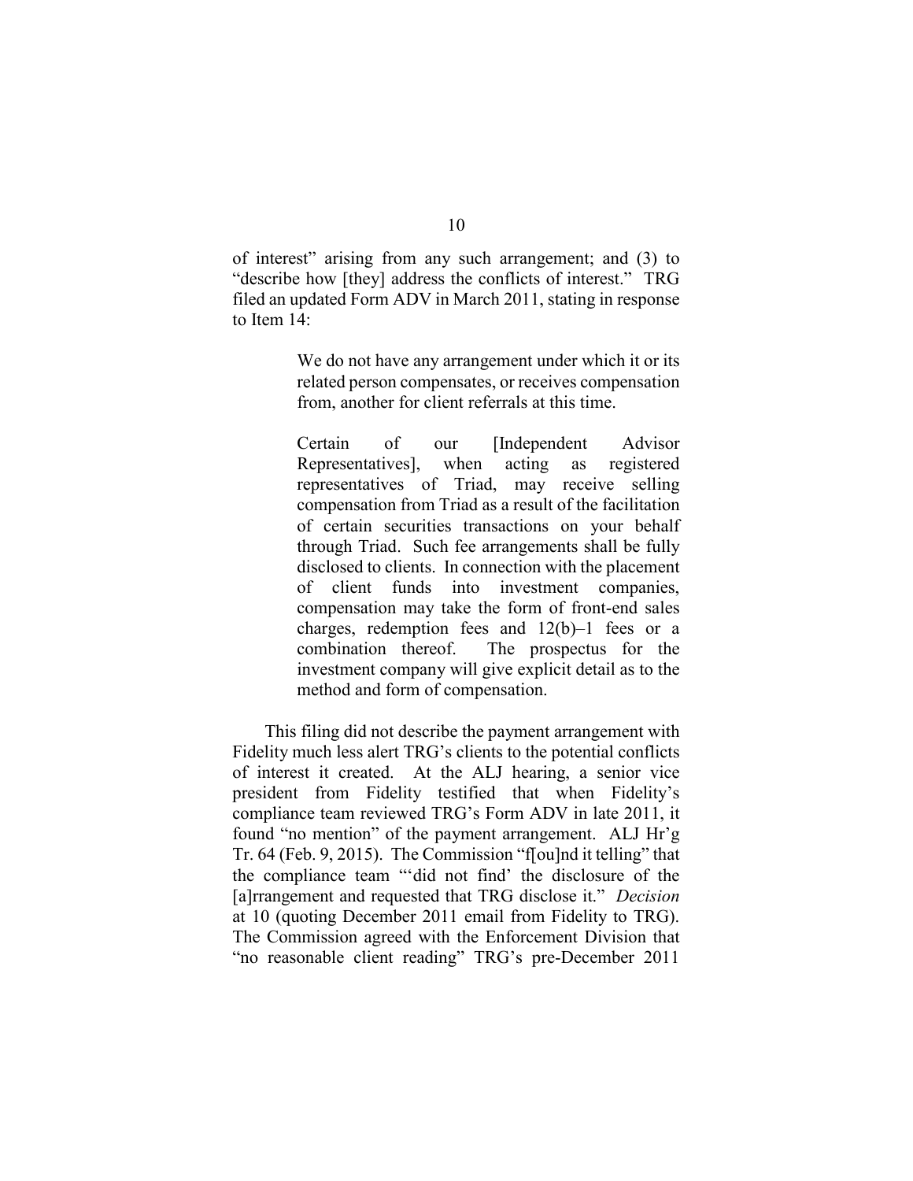of interest" arising from any such arrangement; and (3) to "describe how [they] address the conflicts of interest." TRG filed an updated Form ADV in March 2011, stating in response to Item 14:

> We do not have any arrangement under which it or its related person compensates, or receives compensation from, another for client referrals at this time.
>
> Certain of our [Independent Advisor Representatives], when acting as registered representatives of Triad, may receive selling compensation from Triad as a result of the facilitation of certain securities transactions on your behalf through Triad. Such fee arrangements shall be fully disclosed to clients. In connection with the placement of client funds into investment companies, compensation may take the form of front-end sales charges, redemption fees and 12(b)–1 fees or a combination thereof. The prospectus for the investment company will give explicit detail as to the method and form of compensation.

This filing did not describe the payment arrangement with Fidelity much less alert TRG's clients to the potential conflicts of interest it created. At the ALJ hearing, a senior vice president from Fidelity testified that when Fidelity's compliance team reviewed TRG's Form ADV in late 2011, it found "no mention" of the payment arrangement. ALJ Hr'g Tr. 64 (Feb. 9, 2015). The Commission "f[ou]nd it telling" that the compliance team "'did not find' the disclosure of the [a]rrangement and requested that TRG disclose it." *Decision* at 10 (quoting December 2011 email from Fidelity to TRG). The Commission agreed with the Enforcement Division that "no reasonable client reading" TRG's pre-December 2011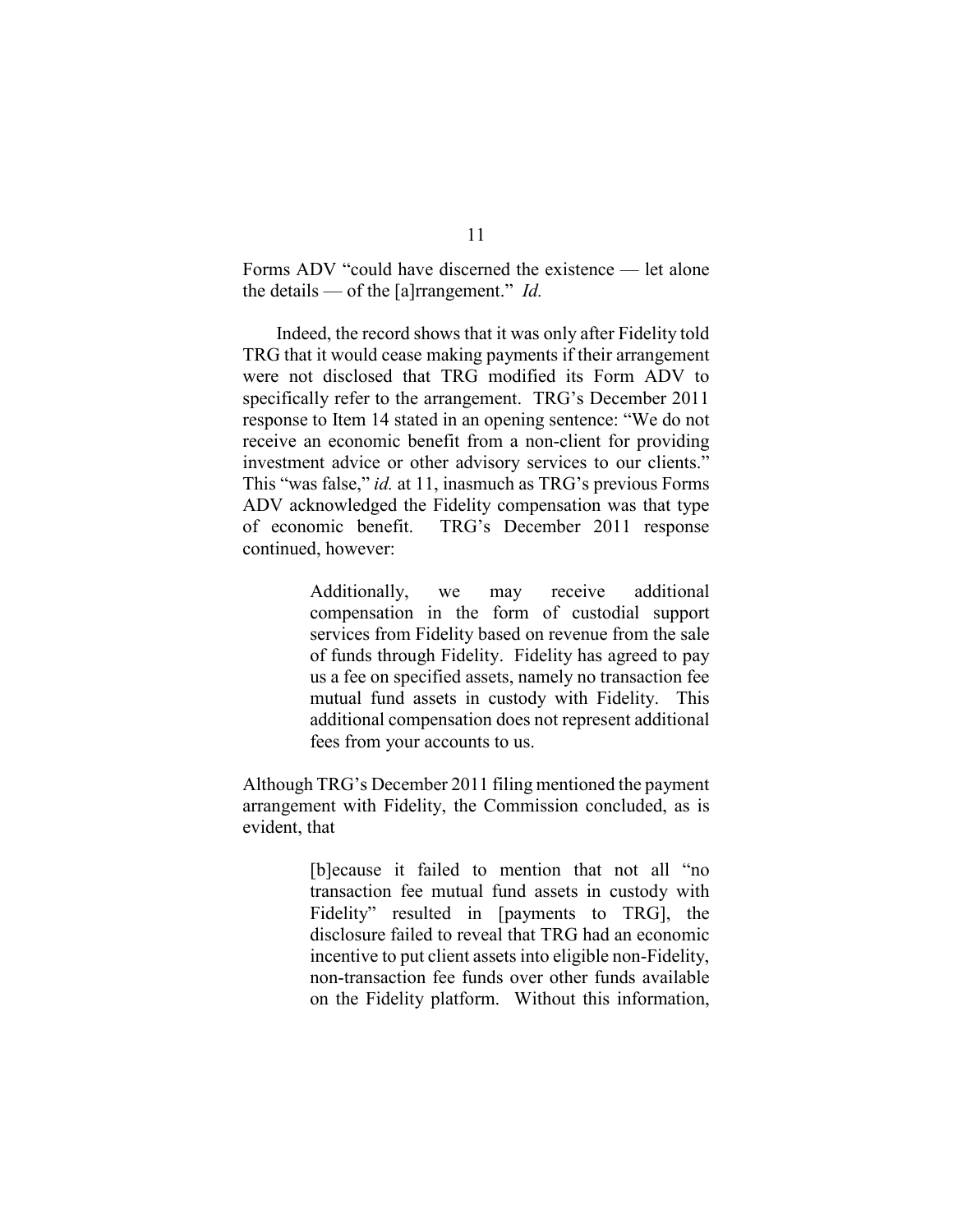Forms ADV "could have discerned the existence — let alone the details — of the [a]rrangement." *Id.*

Indeed, the record shows that it was only after Fidelity told TRG that it would cease making payments if their arrangement were not disclosed that TRG modified its Form ADV to specifically refer to the arrangement. TRG's December 2011 response to Item 14 stated in an opening sentence: "We do not receive an economic benefit from a non-client for providing investment advice or other advisory services to our clients." This "was false," *id.* at 11, inasmuch as TRG's previous Forms ADV acknowledged the Fidelity compensation was that type of economic benefit. TRG's December 2011 response continued, however:

> Additionally, we may receive additional compensation in the form of custodial support services from Fidelity based on revenue from the sale of funds through Fidelity. Fidelity has agreed to pay us a fee on specified assets, namely no transaction fee mutual fund assets in custody with Fidelity. This additional compensation does not represent additional fees from your accounts to us.

Although TRG's December 2011 filing mentioned the payment arrangement with Fidelity, the Commission concluded, as is evident, that

> [b]ecause it failed to mention that not all "no transaction fee mutual fund assets in custody with Fidelity" resulted in [payments to TRG], the disclosure failed to reveal that TRG had an economic incentive to put client assets into eligible non-Fidelity, non-transaction fee funds over other funds available on the Fidelity platform. Without this information,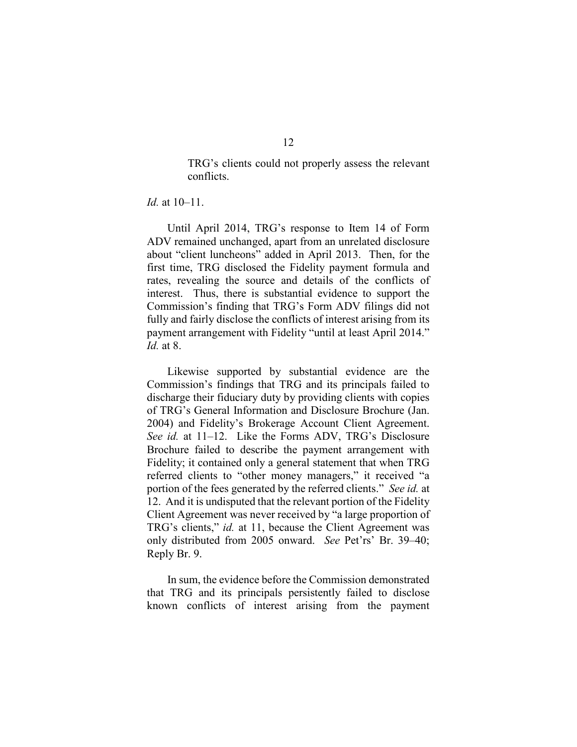> TRG's clients could not properly assess the relevant conflicts.

*Id.* at 10–11.

Until April 2014, TRG's response to Item 14 of Form ADV remained unchanged, apart from an unrelated disclosure about "client luncheons" added in April 2013. Then, for the first time, TRG disclosed the Fidelity payment formula and rates, revealing the source and details of the conflicts of interest. Thus, there is substantial evidence to support the Commission's finding that TRG's Form ADV filings did not fully and fairly disclose the conflicts of interest arising from its payment arrangement with Fidelity "until at least April 2014." *Id.* at 8.

Likewise supported by substantial evidence are the Commission's findings that TRG and its principals failed to discharge their fiduciary duty by providing clients with copies of TRG's General Information and Disclosure Brochure (Jan. 2004) and Fidelity's Brokerage Account Client Agreement. *See id.* at 11–12. Like the Forms ADV, TRG's Disclosure Brochure failed to describe the payment arrangement with Fidelity; it contained only a general statement that when TRG referred clients to "other money managers," it received "a portion of the fees generated by the referred clients." *See id.* at 12. And it is undisputed that the relevant portion of the Fidelity Client Agreement was never received by "a large proportion of TRG's clients," *id.* at 11, because the Client Agreement was only distributed from 2005 onward. *See* Pet'rs' Br. 39–40; Reply Br. 9.

In sum, the evidence before the Commission demonstrated that TRG and its principals persistently failed to disclose known conflicts of interest arising from the payment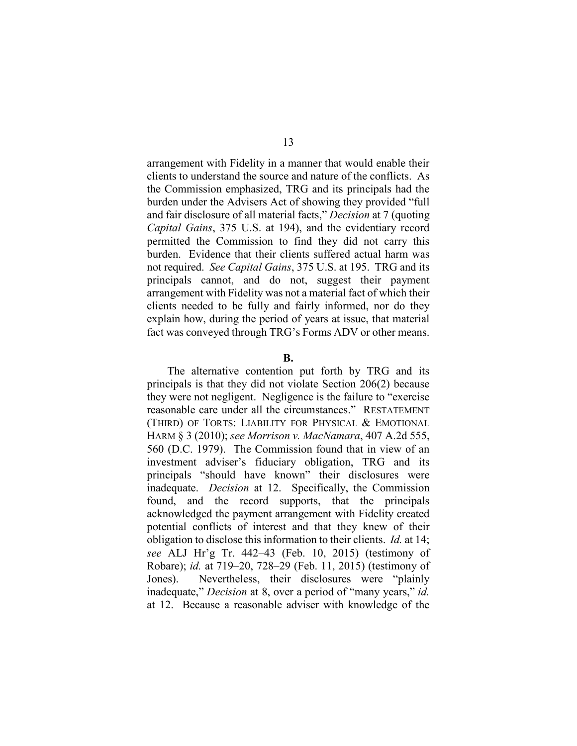arrangement with Fidelity in a manner that would enable their clients to understand the source and nature of the conflicts. As the Commission emphasized, TRG and its principals had the burden under the Advisers Act of showing they provided "full and fair disclosure of all material facts," *Decision* at 7 (quoting *Capital Gains*, 375 U.S. at 194), and the evidentiary record permitted the Commission to find they did not carry this burden. Evidence that their clients suffered actual harm was not required. *See Capital Gains*, 375 U.S. at 195. TRG and its principals cannot, and do not, suggest their payment arrangement with Fidelity was not a material fact of which their clients needed to be fully and fairly informed, nor do they explain how, during the period of years at issue, that material fact was conveyed through TRG's Forms ADV or other means.

**B.**

The alternative contention put forth by TRG and its principals is that they did not violate Section 206(2) because they were not negligent. Negligence is the failure to "exercise reasonable care under all the circumstances." RESTATEMENT (THIRD) OF TORTS: LIABILITY FOR PHYSICAL & EMOTIONAL HARM § 3 (2010); *see Morrison v. MacNamara*, 407 A.2d 555, 560 (D.C. 1979). The Commission found that in view of an investment adviser's fiduciary obligation, TRG and its principals "should have known" their disclosures were inadequate. *Decision* at 12. Specifically, the Commission found, and the record supports, that the principals acknowledged the payment arrangement with Fidelity created potential conflicts of interest and that they knew of their obligation to disclose this information to their clients. *Id.* at 14; *see* ALJ Hr'g Tr. 442–43 (Feb. 10, 2015) (testimony of Robare); *id.* at 719–20, 728–29 (Feb. 11, 2015) (testimony of Jones). Nevertheless, their disclosures were "plainly inadequate," *Decision* at 8, over a period of "many years," *id.* at 12. Because a reasonable adviser with knowledge of the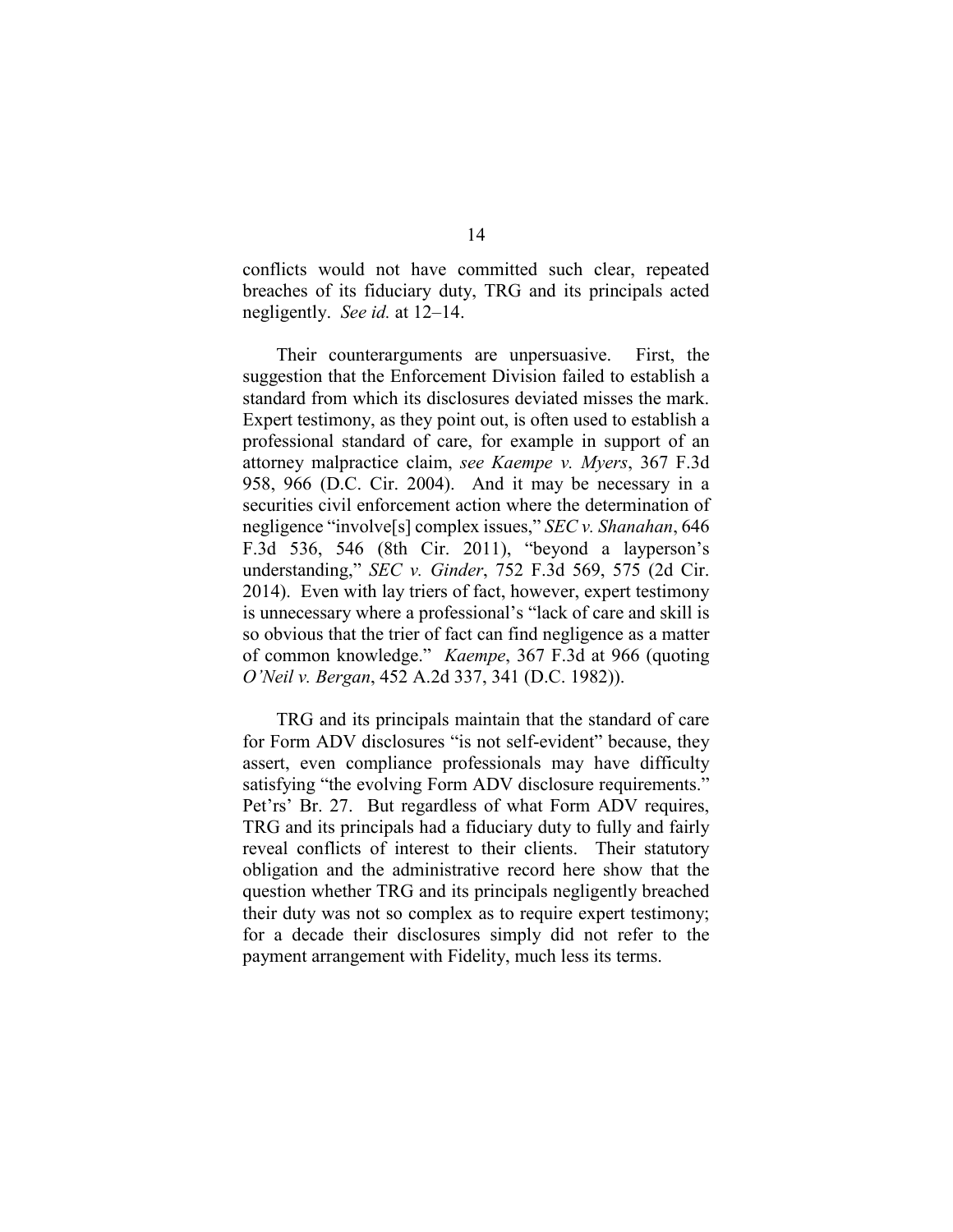conflicts would not have committed such clear, repeated breaches of its fiduciary duty, TRG and its principals acted negligently. *See id.* at 12–14.

Their counterarguments are unpersuasive. First, the suggestion that the Enforcement Division failed to establish a standard from which its disclosures deviated misses the mark. Expert testimony, as they point out, is often used to establish a professional standard of care, for example in support of an attorney malpractice claim, *see Kaempe v. Myers*, 367 F.3d 958, 966 (D.C. Cir. 2004). And it may be necessary in a securities civil enforcement action where the determination of negligence "involve[s] complex issues," *SEC v. Shanahan*, 646 F.3d 536, 546 (8th Cir. 2011), "beyond a layperson's understanding," *SEC v. Ginder*, 752 F.3d 569, 575 (2d Cir. 2014). Even with lay triers of fact, however, expert testimony is unnecessary where a professional's "lack of care and skill is so obvious that the trier of fact can find negligence as a matter of common knowledge." *Kaempe*, 367 F.3d at 966 (quoting *O'Neil v. Bergan*, 452 A.2d 337, 341 (D.C. 1982)).

TRG and its principals maintain that the standard of care for Form ADV disclosures "is not self-evident" because, they assert, even compliance professionals may have difficulty satisfying "the evolving Form ADV disclosure requirements." Pet'rs' Br. 27. But regardless of what Form ADV requires, TRG and its principals had a fiduciary duty to fully and fairly reveal conflicts of interest to their clients. Their statutory obligation and the administrative record here show that the question whether TRG and its principals negligently breached their duty was not so complex as to require expert testimony; for a decade their disclosures simply did not refer to the payment arrangement with Fidelity, much less its terms.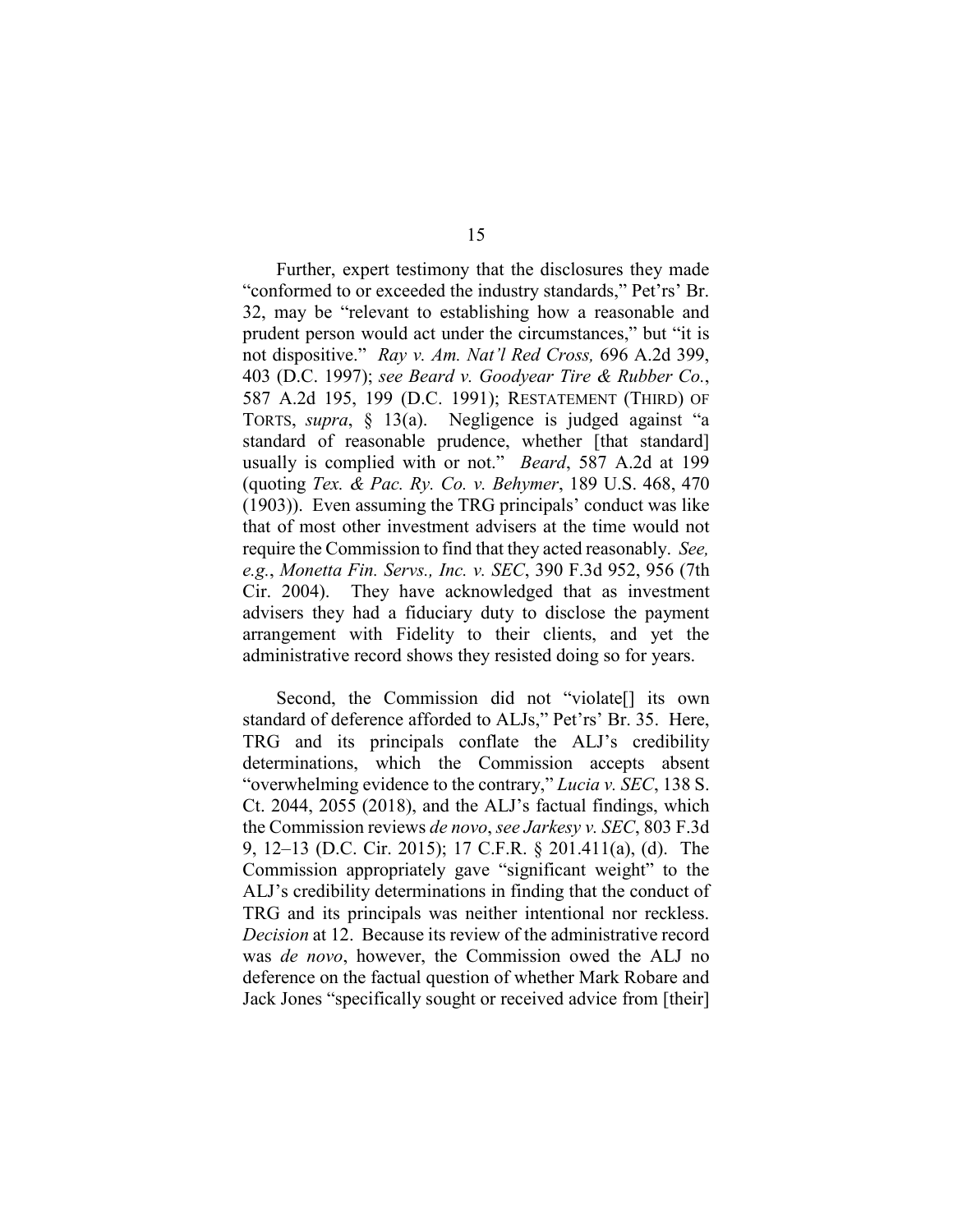Further, expert testimony that the disclosures they made "conformed to or exceeded the industry standards," Pet'rs' Br. 32, may be "relevant to establishing how a reasonable and prudent person would act under the circumstances," but "it is not dispositive." *Ray v. Am. Nat'l Red Cross,* 696 A.2d 399, 403 (D.C. 1997); *see Beard v. Goodyear Tire & Rubber Co.*, 587 A.2d 195, 199 (D.C. 1991); RESTATEMENT (THIRD) OF TORTS, *supra*, § 13(a). Negligence is judged against "a standard of reasonable prudence, whether [that standard] usually is complied with or not." *Beard*, 587 A.2d at 199 (quoting *Tex. & Pac. Ry. Co. v. Behymer*, 189 U.S. 468, 470 (1903)). Even assuming the TRG principals' conduct was like that of most other investment advisers at the time would not require the Commission to find that they acted reasonably. *See, e.g.*, *Monetta Fin. Servs., Inc. v. SEC*, 390 F.3d 952, 956 (7th Cir. 2004). They have acknowledged that as investment advisers they had a fiduciary duty to disclose the payment arrangement with Fidelity to their clients, and yet the administrative record shows they resisted doing so for years.

Second, the Commission did not "violate[] its own standard of deference afforded to ALJs," Pet'rs' Br. 35. Here, TRG and its principals conflate the ALJ's credibility determinations, which the Commission accepts absent "overwhelming evidence to the contrary," *Lucia v. SEC*, 138 S. Ct. 2044, 2055 (2018), and the ALJ's factual findings, which the Commission reviews *de novo*, *see Jarkesy v. SEC*, 803 F.3d 9, 12–13 (D.C. Cir. 2015); 17 C.F.R. § 201.411(a), (d). The Commission appropriately gave "significant weight" to the ALJ's credibility determinations in finding that the conduct of TRG and its principals was neither intentional nor reckless. *Decision* at 12. Because its review of the administrative record was *de novo*, however, the Commission owed the ALJ no deference on the factual question of whether Mark Robare and Jack Jones "specifically sought or received advice from [their]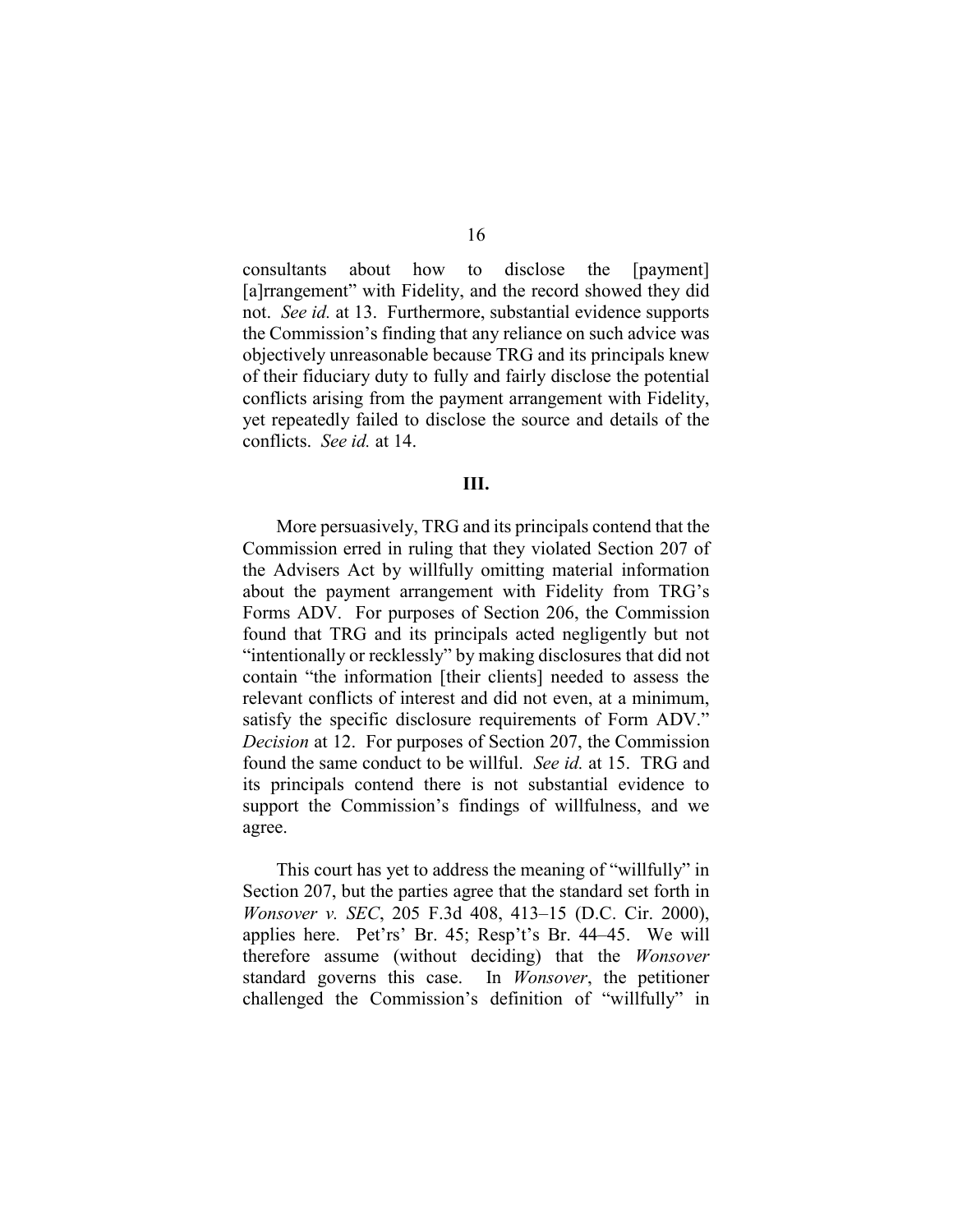consultants about how to disclose the [payment] [a]rrangement" with Fidelity, and the record showed they did not. *See id.* at 13. Furthermore, substantial evidence supports the Commission's finding that any reliance on such advice was objectively unreasonable because TRG and its principals knew of their fiduciary duty to fully and fairly disclose the potential conflicts arising from the payment arrangement with Fidelity, yet repeatedly failed to disclose the source and details of the conflicts. *See id.* at 14.

## III.

More persuasively, TRG and its principals contend that the Commission erred in ruling that they violated Section 207 of the Advisers Act by willfully omitting material information about the payment arrangement with Fidelity from TRG's Forms ADV. For purposes of Section 206, the Commission found that TRG and its principals acted negligently but not "intentionally or recklessly" by making disclosures that did not contain "the information [their clients] needed to assess the relevant conflicts of interest and did not even, at a minimum, satisfy the specific disclosure requirements of Form ADV." *Decision* at 12. For purposes of Section 207, the Commission found the same conduct to be willful. *See id.* at 15. TRG and its principals contend there is not substantial evidence to support the Commission's findings of willfulness, and we agree.

This court has yet to address the meaning of "willfully" in Section 207, but the parties agree that the standard set forth in *Wonsover v. SEC*, 205 F.3d 408, 413–15 (D.C. Cir. 2000), applies here. Pet'rs' Br. 45; Resp't's Br. 44–45. We will therefore assume (without deciding) that the *Wonsover* standard governs this case. In *Wonsover*, the petitioner challenged the Commission's definition of "willfully" in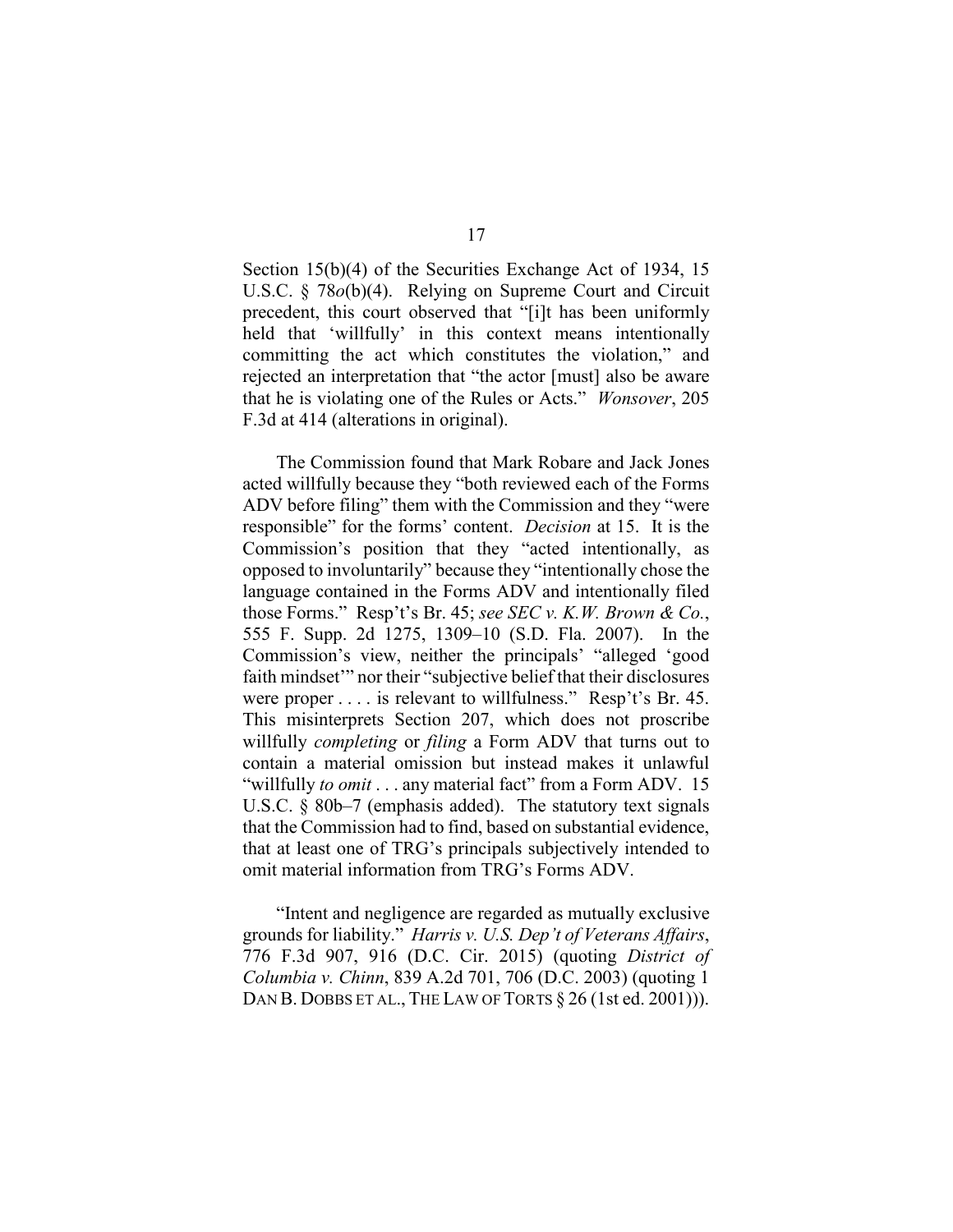Section 15(b)(4) of the Securities Exchange Act of 1934, 15 U.S.C. § 78*o*(b)(4). Relying on Supreme Court and Circuit precedent, this court observed that "[i]t has been uniformly held that 'willfully' in this context means intentionally committing the act which constitutes the violation," and rejected an interpretation that "the actor [must] also be aware that he is violating one of the Rules or Acts." *Wonsover*, 205 F.3d at 414 (alterations in original).

The Commission found that Mark Robare and Jack Jones acted willfully because they "both reviewed each of the Forms ADV before filing" them with the Commission and they "were responsible" for the forms' content. *Decision* at 15. It is the Commission's position that they "acted intentionally, as opposed to involuntarily" because they "intentionally chose the language contained in the Forms ADV and intentionally filed those Forms." Resp't's Br. 45; *see SEC v. K.W. Brown & Co.*, 555 F. Supp. 2d 1275, 1309–10 (S.D. Fla. 2007). In the Commission's view, neither the principals' "alleged 'good faith mindset'" nor their "subjective belief that their disclosures were proper . . . . is relevant to willfulness." Resp't's Br. 45. This misinterprets Section 207, which does not proscribe willfully *completing* or *filing* a Form ADV that turns out to contain a material omission but instead makes it unlawful "willfully *to omit* . . . any material fact" from a Form ADV. 15 U.S.C. § 80b–7 (emphasis added). The statutory text signals that the Commission had to find, based on substantial evidence, that at least one of TRG's principals subjectively intended to omit material information from TRG's Forms ADV.

"Intent and negligence are regarded as mutually exclusive grounds for liability." *Harris v. U.S. Dep't of Veterans Affairs*, 776 F.3d 907, 916 (D.C. Cir. 2015) (quoting *District of Columbia v. Chinn*, 839 A.2d 701, 706 (D.C. 2003) (quoting 1 DAN B. DOBBS ET AL., THE LAW OF TORTS § 26 (1st ed. 2001))).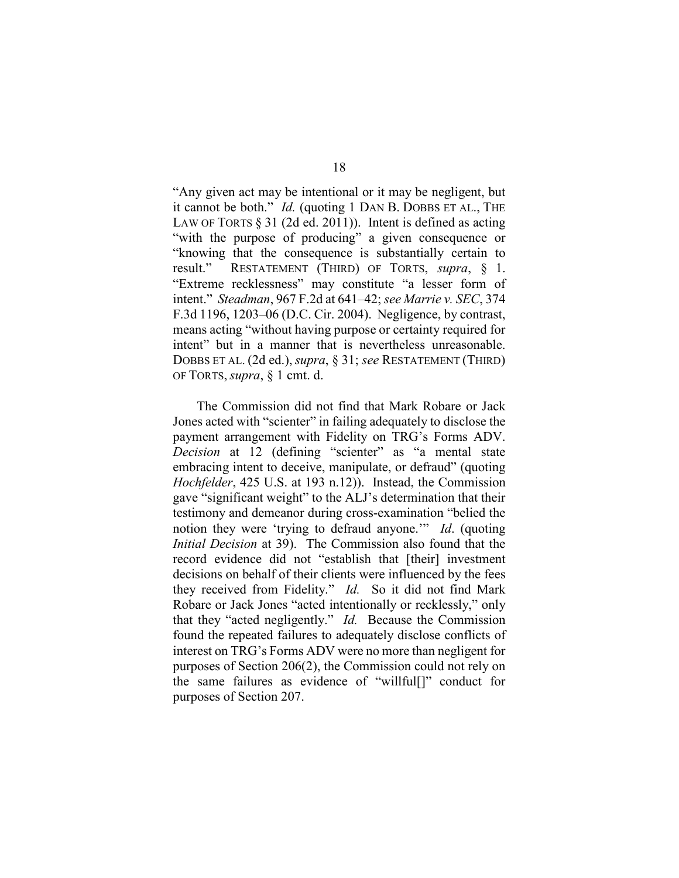"Any given act may be intentional or it may be negligent, but it cannot be both." *Id.* (quoting 1 DAN B. DOBBS ET AL., THE LAW OF TORTS § 31 (2d ed. 2011)). Intent is defined as acting "with the purpose of producing" a given consequence or "knowing that the consequence is substantially certain to result." RESTATEMENT (THIRD) OF TORTS, *supra*, § 1. "Extreme recklessness" may constitute "a lesser form of intent." *Steadman*, 967 F.2d at 641–42; *see Marrie v. SEC*, 374 F.3d 1196, 1203–06 (D.C. Cir. 2004). Negligence, by contrast, means acting "without having purpose or certainty required for intent" but in a manner that is nevertheless unreasonable. DOBBS ET AL. (2d ed.), *supra*, § 31; *see* RESTATEMENT (THIRD) OF TORTS, *supra*, § 1 cmt. d.

The Commission did not find that Mark Robare or Jack Jones acted with "scienter" in failing adequately to disclose the payment arrangement with Fidelity on TRG's Forms ADV. *Decision* at 12 (defining "scienter" as "a mental state embracing intent to deceive, manipulate, or defraud" (quoting *Hochfelder*, 425 U.S. at 193 n.12)). Instead, the Commission gave "significant weight" to the ALJ's determination that their testimony and demeanor during cross-examination "belied the notion they were 'trying to defraud anyone.'" *Id*. (quoting *Initial Decision* at 39). The Commission also found that the record evidence did not "establish that [their] investment decisions on behalf of their clients were influenced by the fees they received from Fidelity." *Id.* So it did not find Mark Robare or Jack Jones "acted intentionally or recklessly," only that they "acted negligently." *Id.* Because the Commission found the repeated failures to adequately disclose conflicts of interest on TRG's Forms ADV were no more than negligent for purposes of Section 206(2), the Commission could not rely on the same failures as evidence of "willful[]" conduct for purposes of Section 207.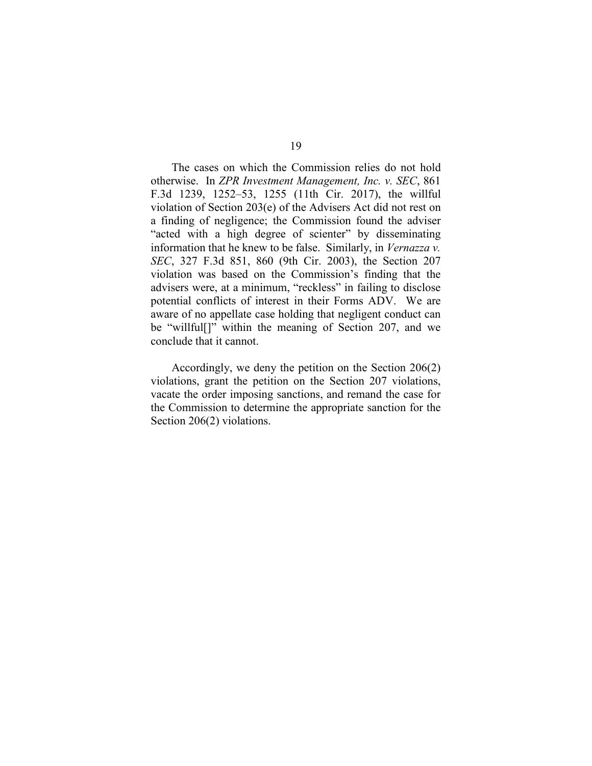The cases on which the Commission relies do not hold otherwise. In *ZPR Investment Management, Inc. v. SEC*, 861 F.3d 1239, 1252–53, 1255 (11th Cir. 2017), the willful violation of Section 203(e) of the Advisers Act did not rest on a finding of negligence; the Commission found the adviser "acted with a high degree of scienter" by disseminating information that he knew to be false. Similarly, in *Vernazza v. SEC*, 327 F.3d 851, 860 (9th Cir. 2003), the Section 207 violation was based on the Commission's finding that the advisers were, at a minimum, "reckless" in failing to disclose potential conflicts of interest in their Forms ADV. We are aware of no appellate case holding that negligent conduct can be "willful[]" within the meaning of Section 207, and we conclude that it cannot.

Accordingly, we deny the petition on the Section 206(2) violations, grant the petition on the Section 207 violations, vacate the order imposing sanctions, and remand the case for the Commission to determine the appropriate sanction for the Section 206(2) violations.